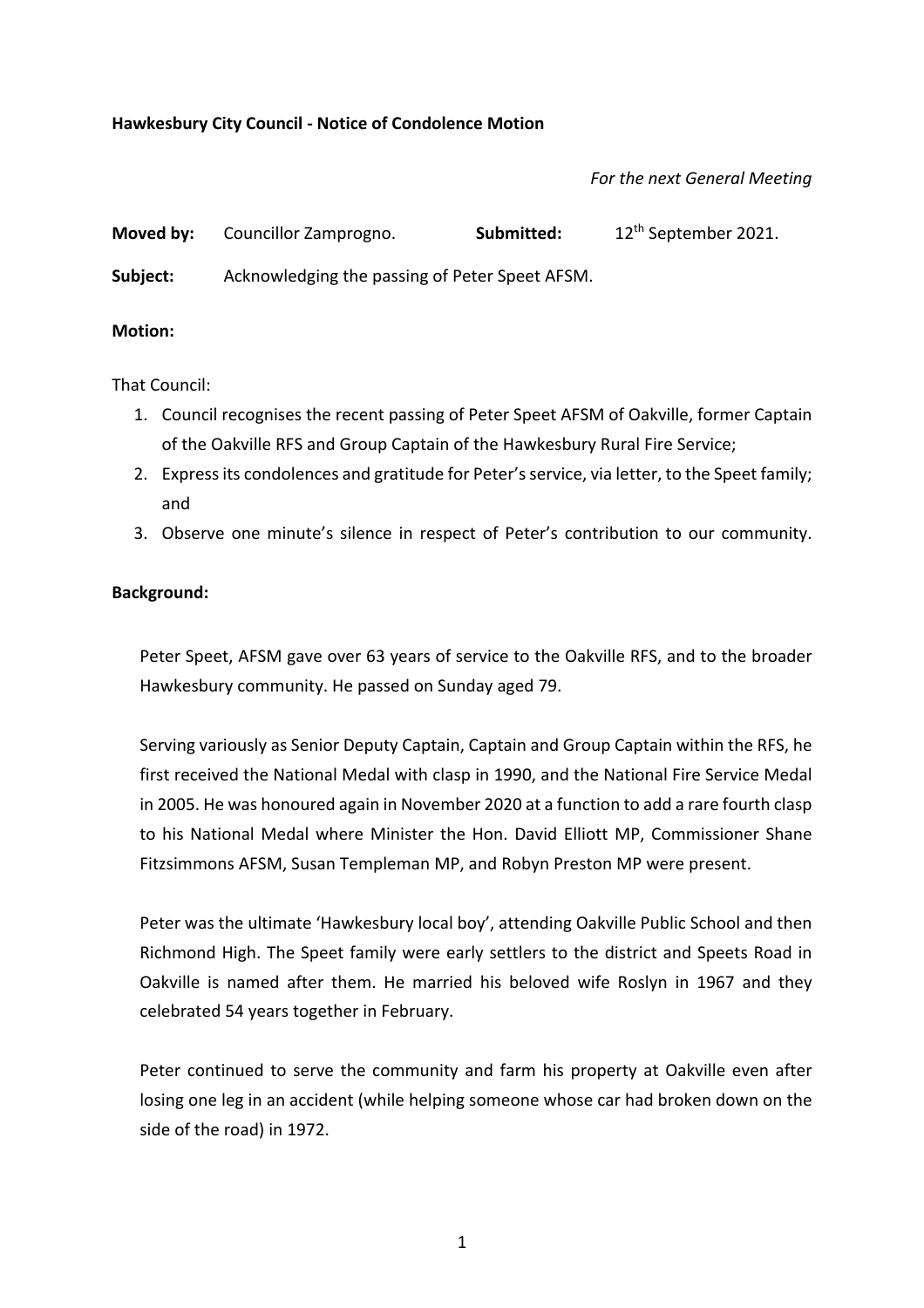**Hawkesbury City Council - Notice of Condolence Motion**

*For the next General Meeting*

**Moved by:** Councillor Zamprogno. **Submitted:** 12th September 2021.

**Subject:** Acknowledging the passing of Peter Speet AFSM.

**Motion:**

That Council:

1. Council recognises the recent passing of Peter Speet AFSM of Oakville, former Captain of the Oakville RFS and Group Captain of the Hawkesbury Rural Fire Service;
2. Express its condolences and gratitude for Peter's service, via letter, to the Speet family; and
3. Observe one minute's silence in respect of Peter's contribution to our community.

**Background:**

Peter Speet, AFSM gave over 63 years of service to the Oakville RFS, and to the broader Hawkesbury community. He passed on Sunday aged 79.

Serving variously as Senior Deputy Captain, Captain and Group Captain within the RFS, he first received the National Medal with clasp in 1990, and the National Fire Service Medal in 2005. He was honoured again in November 2020 at a function to add a rare fourth clasp to his National Medal where Minister the Hon. David Elliott MP, Commissioner Shane Fitzsimmons AFSM, Susan Templeman MP, and Robyn Preston MP were present.

Peter was the ultimate 'Hawkesbury local boy', attending Oakville Public School and then Richmond High. The Speet family were early settlers to the district and Speets Road in Oakville is named after them. He married his beloved wife Roslyn in 1967 and they celebrated 54 years together in February.

Peter continued to serve the community and farm his property at Oakville even after losing one leg in an accident (while helping someone whose car had broken down on the side of the road) in 1972.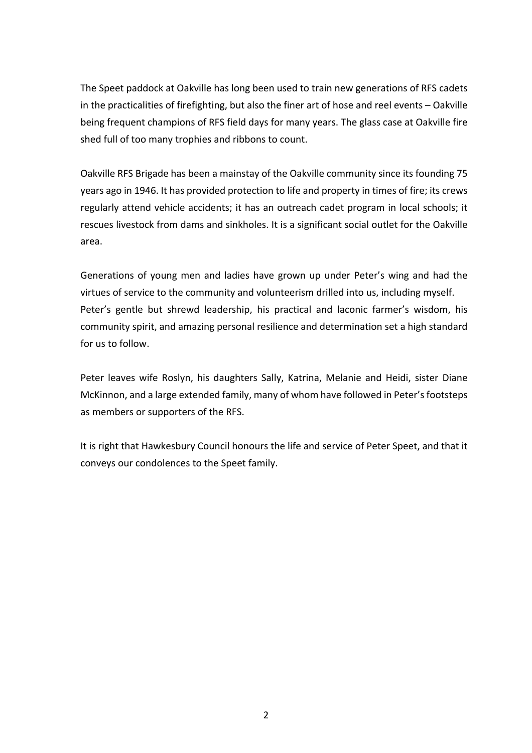The Speet paddock at Oakville has long been used to train new generations of RFS cadets in the practicalities of firefighting, but also the finer art of hose and reel events – Oakville being frequent champions of RFS field days for many years. The glass case at Oakville fire shed full of too many trophies and ribbons to count.

Oakville RFS Brigade has been a mainstay of the Oakville community since its founding 75 years ago in 1946. It has provided protection to life and property in times of fire; its crews regularly attend vehicle accidents; it has an outreach cadet program in local schools; it rescues livestock from dams and sinkholes. It is a significant social outlet for the Oakville area.

Generations of young men and ladies have grown up under Peter's wing and had the virtues of service to the community and volunteerism drilled into us, including myself.
Peter's gentle but shrewd leadership, his practical and laconic farmer's wisdom, his community spirit, and amazing personal resilience and determination set a high standard for us to follow.

Peter leaves wife Roslyn, his daughters Sally, Katrina, Melanie and Heidi, sister Diane McKinnon, and a large extended family, many of whom have followed in Peter's footsteps as members or supporters of the RFS.

It is right that Hawkesbury Council honours the life and service of Peter Speet, and that it conveys our condolences to the Speet family.